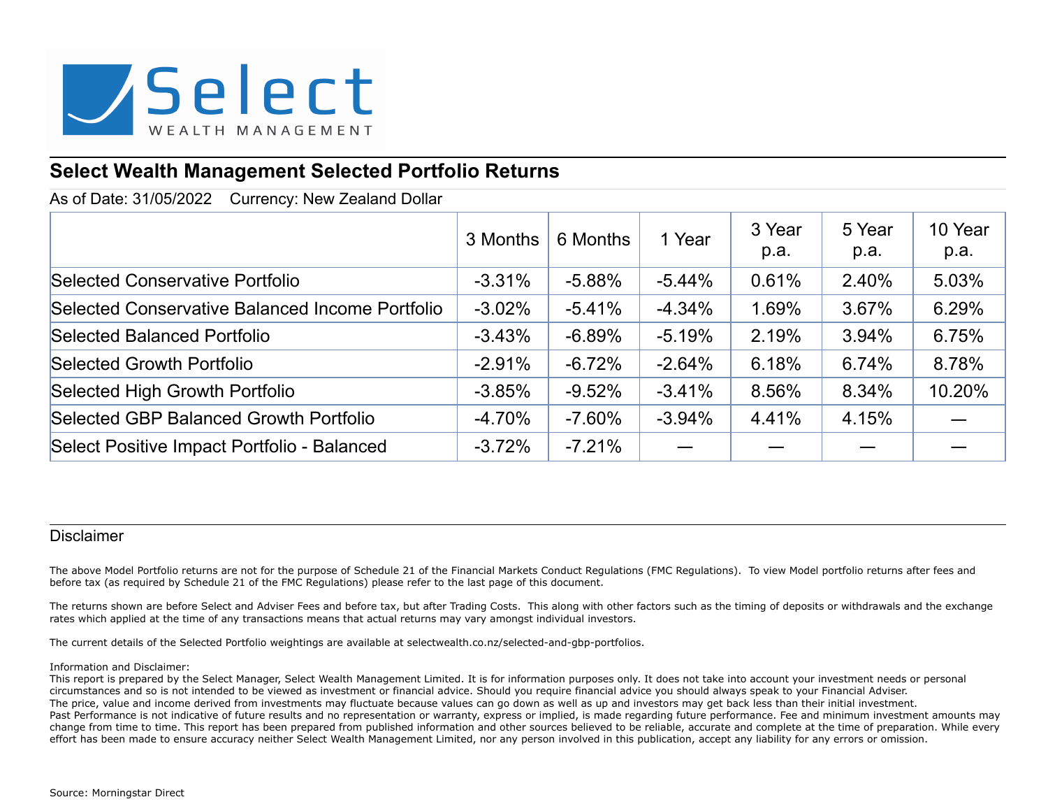Select WEALTH MANAGEMENT

## Select Wealth Management Selected Portfolio Returns

As of Date: 31/05/2022 Currency: New Zealand Dollar

| | 3 Months | 6 Months | 1 Year | 3 Year p.a. | 5 Year p.a. | 10 Year p.a. |
|---|---|---|---|---|---|---|
| Selected Conservative Portfolio | -3.31% | -5.88% | -5.44% | 0.61% | 2.40% | 5.03% |
| Selected Conservative Balanced Income Portfolio | -3.02% | -5.41% | -4.34% | 1.69% | 3.67% | 6.29% |
| Selected Balanced Portfolio | -3.43% | -6.89% | -5.19% | 2.19% | 3.94% | 6.75% |
| Selected Growth Portfolio | -2.91% | -6.72% | -2.64% | 6.18% | 6.74% | 8.78% |
| Selected High Growth Portfolio | -3.85% | -9.52% | -3.41% | 8.56% | 8.34% | 10.20% |
| Selected GBP Balanced Growth Portfolio | -4.70% | -7.60% | -3.94% | 4.41% | 4.15% | — |
| Select Positive Impact Portfolio - Balanced | -3.72% | -7.21% | — | — | — | — |

## Disclaimer

The above Model Portfolio returns are not for the purpose of Schedule 21 of the Financial Markets Conduct Regulations (FMC Regulations). To view Model portfolio returns after fees and before tax (as required by Schedule 21 of the FMC Regulations) please refer to the last page of this document.

The returns shown are before Select and Adviser Fees and before tax, but after Trading Costs. This along with other factors such as the timing of deposits or withdrawals and the exchange rates which applied at the time of any transactions means that actual returns may vary amongst individual investors.

The current details of the Selected Portfolio weightings are available at selectwealth.co.nz/selected-and-gbp-portfolios.

Information and Disclaimer:
This report is prepared by the Select Manager, Select Wealth Management Limited. It is for information purposes only. It does not take into account your investment needs or personal circumstances and so is not intended to be viewed as investment or financial advice. Should you require financial advice you should always speak to your Financial Adviser.
The price, value and income derived from investments may fluctuate because values can go down as well as up and investors may get back less than their initial investment.
Past Performance is not indicative of future results and no representation or warranty, express or implied, is made regarding future performance. Fee and minimum investment amounts may change from time to time. This report has been prepared from published information and other sources believed to be reliable, accurate and complete at the time of preparation. While every effort has been made to ensure accuracy neither Select Wealth Management Limited, nor any person involved in this publication, accept any liability for any errors or omission.

Source: Morningstar Direct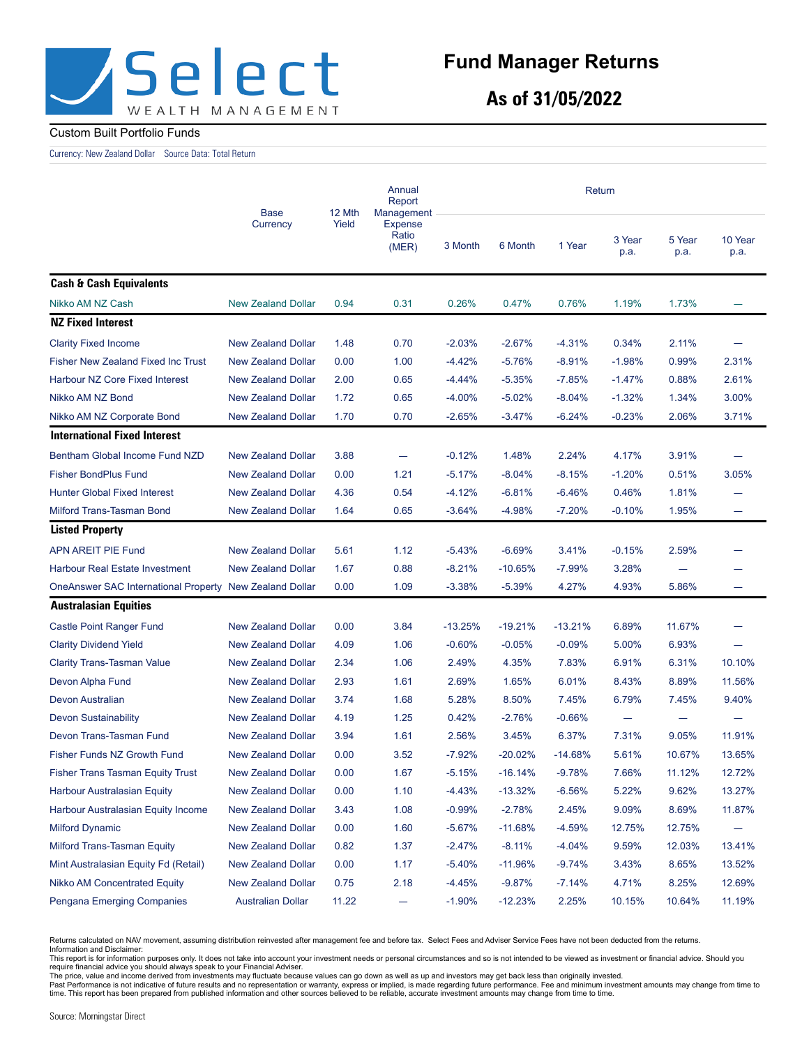# Select Wealth Management

## Fund Manager Returns

## As of 31/05/2022

Custom Built Portfolio Funds

Currency: New Zealand Dollar Source Data: Total Return

| | Base Currency | 12 Mth Yield | Annual Report Management Expense Ratio (MER) | Return | | | | | |
|---|---|---|---|---|---|---|---|---|---|
| | | | | 3 Month | 6 Month | 1 Year | 3 Year p.a. | 5 Year p.a. | 10 Year p.a. |
| **Cash & Cash Equivalents** | | | | | | | | | |
| Nikko AM NZ Cash | New Zealand Dollar | 0.94 | 0.31 | 0.26% | 0.47% | 0.76% | 1.19% | 1.73% | — |
| **NZ Fixed Interest** | | | | | | | | | |
| Clarity Fixed Income | New Zealand Dollar | 1.48 | 0.70 | -2.03% | -2.67% | -4.31% | 0.34% | 2.11% | — |
| Fisher New Zealand Fixed Inc Trust | New Zealand Dollar | 0.00 | 1.00 | -4.42% | -5.76% | -8.91% | -1.98% | 0.99% | 2.31% |
| Harbour NZ Core Fixed Interest | New Zealand Dollar | 2.00 | 0.65 | -4.44% | -5.35% | -7.85% | -1.47% | 0.88% | 2.61% |
| Nikko AM NZ Bond | New Zealand Dollar | 1.72 | 0.65 | -4.00% | -5.02% | -8.04% | -1.32% | 1.34% | 3.00% |
| Nikko AM NZ Corporate Bond | New Zealand Dollar | 1.70 | 0.70 | -2.65% | -3.47% | -6.24% | -0.23% | 2.06% | 3.71% |
| **International Fixed Interest** | | | | | | | | | |
| Bentham Global Income Fund NZD | New Zealand Dollar | 3.88 | — | -0.12% | 1.48% | 2.24% | 4.17% | 3.91% | — |
| Fisher BondPlus Fund | New Zealand Dollar | 0.00 | 1.21 | -5.17% | -8.04% | -8.15% | -1.20% | 0.51% | 3.05% |
| Hunter Global Fixed Interest | New Zealand Dollar | 4.36 | 0.54 | -4.12% | -6.81% | -6.46% | 0.46% | 1.81% | — |
| Milford Trans-Tasman Bond | New Zealand Dollar | 1.64 | 0.65 | -3.64% | -4.98% | -7.20% | -0.10% | 1.95% | — |
| **Listed Property** | | | | | | | | | |
| APN AREIT PIE Fund | New Zealand Dollar | 5.61 | 1.12 | -5.43% | -6.69% | 3.41% | -0.15% | 2.59% | — |
| Harbour Real Estate Investment | New Zealand Dollar | 1.67 | 0.88 | -8.21% | -10.65% | -7.99% | 3.28% | — | — |
| OneAnswer SAC International Property | New Zealand Dollar | 0.00 | 1.09 | -3.38% | -5.39% | 4.27% | 4.93% | 5.86% | — |
| **Australasian Equities** | | | | | | | | | |
| Castle Point Ranger Fund | New Zealand Dollar | 0.00 | 3.84 | -13.25% | -19.21% | -13.21% | 6.89% | 11.67% | — |
| Clarity Dividend Yield | New Zealand Dollar | 4.09 | 1.06 | -0.60% | -0.05% | -0.09% | 5.00% | 6.93% | — |
| Clarity Trans-Tasman Value | New Zealand Dollar | 2.34 | 1.06 | 2.49% | 4.35% | 7.83% | 6.91% | 6.31% | 10.10% |
| Devon Alpha Fund | New Zealand Dollar | 2.93 | 1.61 | 2.69% | 1.65% | 6.01% | 8.43% | 8.89% | 11.56% |
| Devon Australian | New Zealand Dollar | 3.74 | 1.68 | 5.28% | 8.50% | 7.45% | 6.79% | 7.45% | 9.40% |
| Devon Sustainability | New Zealand Dollar | 4.19 | 1.25 | 0.42% | -2.76% | -0.66% | — | — | — |
| Devon Trans-Tasman Fund | New Zealand Dollar | 3.94 | 1.61 | 2.56% | 3.45% | 6.37% | 7.31% | 9.05% | 11.91% |
| Fisher Funds NZ Growth Fund | New Zealand Dollar | 0.00 | 3.52 | -7.92% | -20.02% | -14.68% | 5.61% | 10.67% | 13.65% |
| Fisher Trans Tasman Equity Trust | New Zealand Dollar | 0.00 | 1.67 | -5.15% | -16.14% | -9.78% | 7.66% | 11.12% | 12.72% |
| Harbour Australasian Equity | New Zealand Dollar | 0.00 | 1.10 | -4.43% | -13.32% | -6.56% | 5.22% | 9.62% | 13.27% |
| Harbour Australasian Equity Income | New Zealand Dollar | 3.43 | 1.08 | -0.99% | -2.78% | 2.45% | 9.09% | 8.69% | 11.87% |
| Milford Dynamic | New Zealand Dollar | 0.00 | 1.60 | -5.67% | -11.68% | -4.59% | 12.75% | 12.75% | — |
| Milford Trans-Tasman Equity | New Zealand Dollar | 0.82 | 1.37 | -2.47% | -8.11% | -4.04% | 9.59% | 12.03% | 13.41% |
| Mint Australasian Equity Fd (Retail) | New Zealand Dollar | 0.00 | 1.17 | -5.40% | -11.96% | -9.74% | 3.43% | 8.65% | 13.52% |
| Nikko AM Concentrated Equity | New Zealand Dollar | 0.75 | 2.18 | -4.45% | -9.87% | -7.14% | 4.71% | 8.25% | 12.69% |
| Pengana Emerging Companies | Australian Dollar | 11.22 | — | -1.90% | -12.23% | 2.25% | 10.15% | 10.64% | 11.19% |

Returns calculated on NAV movement, assuming distribution reinvested after management fee and before tax. Select Fees and Adviser Service Fees have not been deducted from the returns.
Information and Disclaimer:
This report is for information purposes only. It does not take into account your investment needs or personal circumstances and so is not intended to be viewed as investment or financial advice. Should you require financial advice you should always speak to your Financial Adviser.
The price, value and income derived from investments may fluctuate because values can go down as well as up and investors may get back less than originally invested.
Past Performance is not indicative of future results and no representation or warranty, express or implied, is made regarding future performance. Fee and minimum investment amounts may change from time to time. This report has been prepared from published information and other sources believed to be reliable, accurate investment amounts may change from time to time.

Source: Morningstar Direct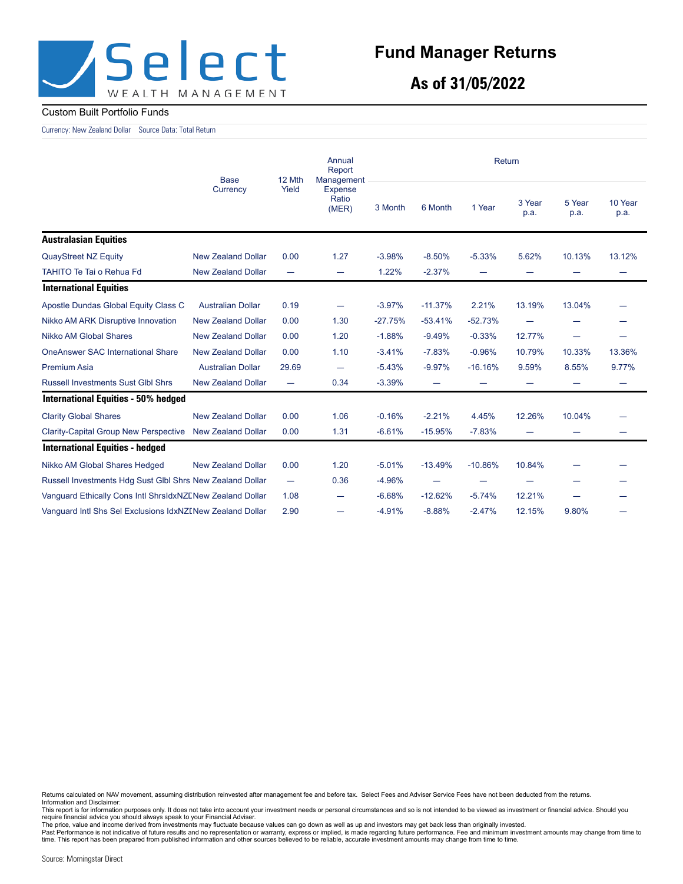# Fund Manager Returns

## As of 31/05/2022

Select Wealth Management

Custom Built Portfolio Funds

Currency: New Zealand Dollar Source Data: Total Return

| | Base Currency | 12 Mth Yield | Annual Report Management Expense Ratio (MER) | Return | | | | | |
|---|---|---|---|---|---|---|---|---|---|
| | | | | 3 Month | 6 Month | 1 Year | 3 Year p.a. | 5 Year p.a. | 10 Year p.a. |
| **Australasian Equities** | | | | | | | | | |
| QuayStreet NZ Equity | New Zealand Dollar | 0.00 | 1.27 | -3.98% | -8.50% | -5.33% | 5.62% | 10.13% | 13.12% |
| TAHITO Te Tai o Rehua Fd | New Zealand Dollar | — | — | 1.22% | -2.37% | — | — | — | — |
| **International Equities** | | | | | | | | | |
| Apostle Dundas Global Equity Class C | Australian Dollar | 0.19 | — | -3.97% | -11.37% | 2.21% | 13.19% | 13.04% | — |
| Nikko AM ARK Disruptive Innovation | New Zealand Dollar | 0.00 | 1.30 | -27.75% | -53.41% | -52.73% | — | — | — |
| Nikko AM Global Shares | New Zealand Dollar | 0.00 | 1.20 | -1.88% | -9.49% | -0.33% | 12.77% | — | — |
| OneAnswer SAC International Share | New Zealand Dollar | 0.00 | 1.10 | -3.41% | -7.83% | -0.96% | 10.79% | 10.33% | 13.36% |
| Premium Asia | Australian Dollar | 29.69 | — | -5.43% | -9.97% | -16.16% | 9.59% | 8.55% | 9.77% |
| Russell Investments Sust Glbl Shrs | New Zealand Dollar | — | 0.34 | -3.39% | — | — | — | — | — |
| **International Equities - 50% hedged** | | | | | | | | | |
| Clarity Global Shares | New Zealand Dollar | 0.00 | 1.06 | -0.16% | -2.21% | 4.45% | 12.26% | 10.04% | — |
| Clarity-Capital Group New Perspective | New Zealand Dollar | 0.00 | 1.31 | -6.61% | -15.95% | -7.83% | — | — | — |
| **International Equities - hedged** | | | | | | | | | |
| Nikko AM Global Shares Hedged | New Zealand Dollar | 0.00 | 1.20 | -5.01% | -13.49% | -10.86% | 10.84% | — | — |
| Russell Investments Hdg Sust Glbl Shrs | New Zealand Dollar | — | 0.36 | -4.96% | — | — | — | — | — |
| Vanguard Ethically Cons Intl ShrsIdxNZD | New Zealand Dollar | 1.08 | — | -6.68% | -12.62% | -5.74% | 12.21% | — | — |
| Vanguard Intl Shs Sel Exclusions IdxNZD | New Zealand Dollar | 2.90 | — | -4.91% | -8.88% | -2.47% | 12.15% | 9.80% | — |

Returns calculated on NAV movement, assuming distribution reinvested after management fee and before tax. Select Fees and Adviser Service Fees have not been deducted from the returns.
Information and Disclaimer:
This report is for information purposes only. It does not take into account your investment needs or personal circumstances and so is not intended to be viewed as investment or financial advice. Should you require financial advice you should always speak to your Financial Adviser.
The price, value and income derived from investments may fluctuate because values can go down as well as up and investors may get back less than originally invested.
Past Performance is not indicative of future results and no representation or warranty, express or implied, is made regarding future performance. Fee and minimum investment amounts may change from time to time. This report has been prepared from published information and other sources believed to be reliable, accurate investment amounts may change from time to time.

Source: Morningstar Direct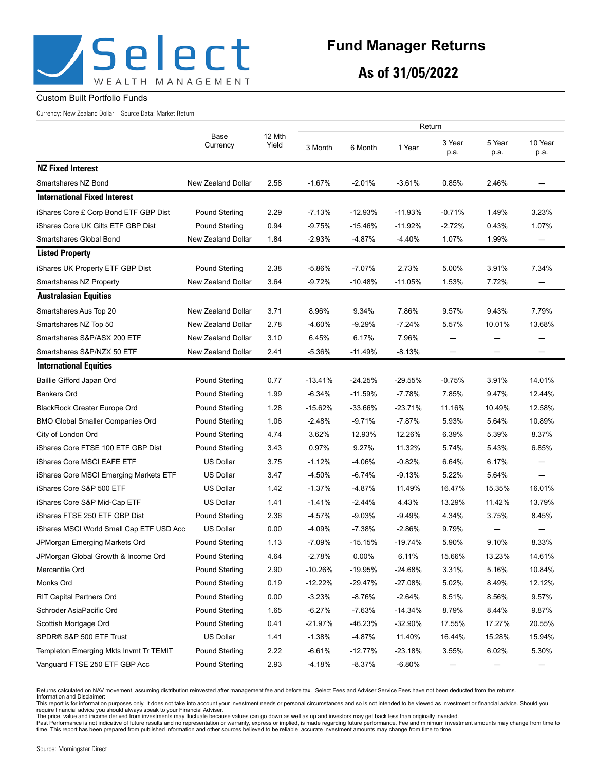Select WEALTH MANAGEMENT

# Fund Manager Returns

## As of 31/05/2022

Custom Built Portfolio Funds

Currency: New Zealand Dollar Source Data: Market Return

| | Base Currency | 12 Mth Yield | Return | | | | | |
|---|---|---|---|---|---|---|---|---|
| | | | 3 Month | 6 Month | 1 Year | 3 Year p.a. | 5 Year p.a. | 10 Year p.a. |
| **NZ Fixed Interest** | | | | | | | | |
| Smartshares NZ Bond | New Zealand Dollar | 2.58 | -1.67% | -2.01% | -3.61% | 0.85% | 2.46% | — |
| **International Fixed Interest** | | | | | | | | |
| iShares Core £ Corp Bond ETF GBP Dist | Pound Sterling | 2.29 | -7.13% | -12.93% | -11.93% | -0.71% | 1.49% | 3.23% |
| iShares Core UK Gilts ETF GBP Dist | Pound Sterling | 0.94 | -9.75% | -15.46% | -11.92% | -2.72% | 0.43% | 1.07% |
| Smartshares Global Bond | New Zealand Dollar | 1.84 | -2.93% | -4.87% | -4.40% | 1.07% | 1.99% | — |
| **Listed Property** | | | | | | | | |
| iShares UK Property ETF GBP Dist | Pound Sterling | 2.38 | -5.86% | -7.07% | 2.73% | 5.00% | 3.91% | 7.34% |
| Smartshares NZ Property | New Zealand Dollar | 3.64 | -9.72% | -10.48% | -11.05% | 1.53% | 7.72% | — |
| **Australasian Equities** | | | | | | | | |
| Smartshares Aus Top 20 | New Zealand Dollar | 3.71 | 8.96% | 9.34% | 7.86% | 9.57% | 9.43% | 7.79% |
| Smartshares NZ Top 50 | New Zealand Dollar | 2.78 | -4.60% | -9.29% | -7.24% | 5.57% | 10.01% | 13.68% |
| Smartshares S&P/ASX 200 ETF | New Zealand Dollar | 3.10 | 6.45% | 6.17% | 7.96% | — | — | — |
| Smartshares S&P/NZX 50 ETF | New Zealand Dollar | 2.41 | -5.36% | -11.49% | -8.13% | — | — | — |
| **International Equities** | | | | | | | | |
| Baillie Gifford Japan Ord | Pound Sterling | 0.77 | -13.41% | -24.25% | -29.55% | -0.75% | 3.91% | 14.01% |
| Bankers Ord | Pound Sterling | 1.99 | -6.34% | -11.59% | -7.78% | 7.85% | 9.47% | 12.44% |
| BlackRock Greater Europe Ord | Pound Sterling | 1.28 | -15.62% | -33.66% | -23.71% | 11.16% | 10.49% | 12.58% |
| BMO Global Smaller Companies Ord | Pound Sterling | 1.06 | -2.48% | -9.71% | -7.87% | 5.93% | 5.64% | 10.89% |
| City of London Ord | Pound Sterling | 4.74 | 3.62% | 12.93% | 12.26% | 6.39% | 5.39% | 8.37% |
| iShares Core FTSE 100 ETF GBP Dist | Pound Sterling | 3.43 | 0.97% | 9.27% | 11.32% | 5.74% | 5.43% | 6.85% |
| iShares Core MSCI EAFE ETF | US Dollar | 3.75 | -1.12% | -4.06% | -0.82% | 6.64% | 6.17% | — |
| iShares Core MSCI Emerging Markets ETF | US Dollar | 3.47 | -4.50% | -6.74% | -9.13% | 5.22% | 5.64% | — |
| iShares Core S&P 500 ETF | US Dollar | 1.42 | -1.37% | -4.87% | 11.49% | 16.47% | 15.35% | 16.01% |
| iShares Core S&P Mid-Cap ETF | US Dollar | 1.41 | -1.41% | -2.44% | 4.43% | 13.29% | 11.42% | 13.79% |
| iShares FTSE 250 ETF GBP Dist | Pound Sterling | 2.36 | -4.57% | -9.03% | -9.49% | 4.34% | 3.75% | 8.45% |
| iShares MSCI World Small Cap ETF USD Acc | US Dollar | 0.00 | -4.09% | -7.38% | -2.86% | 9.79% | — | — |
| JPMorgan Emerging Markets Ord | Pound Sterling | 1.13 | -7.09% | -15.15% | -19.74% | 5.90% | 9.10% | 8.33% |
| JPMorgan Global Growth & Income Ord | Pound Sterling | 4.64 | -2.78% | 0.00% | 6.11% | 15.66% | 13.23% | 14.61% |
| Mercantile Ord | Pound Sterling | 2.90 | -10.26% | -19.95% | -24.68% | 3.31% | 5.16% | 10.84% |
| Monks Ord | Pound Sterling | 0.19 | -12.22% | -29.47% | -27.08% | 5.02% | 8.49% | 12.12% |
| RIT Capital Partners Ord | Pound Sterling | 0.00 | -3.23% | -8.76% | -2.64% | 8.51% | 8.56% | 9.57% |
| Schroder AsiaPacific Ord | Pound Sterling | 1.65 | -6.27% | -7.63% | -14.34% | 8.79% | 8.44% | 9.87% |
| Scottish Mortgage Ord | Pound Sterling | 0.41 | -21.97% | -46.23% | -32.90% | 17.55% | 17.27% | 20.55% |
| SPDR® S&P 500 ETF Trust | US Dollar | 1.41 | -1.38% | -4.87% | 11.40% | 16.44% | 15.28% | 15.94% |
| Templeton Emerging Mkts Invmt Tr TEMIT | Pound Sterling | 2.22 | -6.61% | -12.77% | -23.18% | 3.55% | 6.02% | 5.30% |
| Vanguard FTSE 250 ETF GBP Acc | Pound Sterling | 2.93 | -4.18% | -8.37% | -6.80% | — | — | — |

Returns calculated on NAV movement, assuming distribution reinvested after management fee and before tax. Select Fees and Adviser Service Fees have not been deducted from the returns.
Information and Disclaimer:
This report is for information purposes only. It does not take into account your investment needs or personal circumstances and so is not intended to be viewed as investment or financial advice. Should you require financial advice you should always speak to your Financial Adviser.
The price, value and income derived from investments may fluctuate because values can go down as well as up and investors may get back less than originally invested.
Past Performance is not indicative of future results and no representation or warranty, express or implied, is made regarding future performance. Fee and minimum investment amounts may change from time to time. This report has been prepared from published information and other sources believed to be reliable, accurate investment amounts may change from time to time.

Source: Morningstar Direct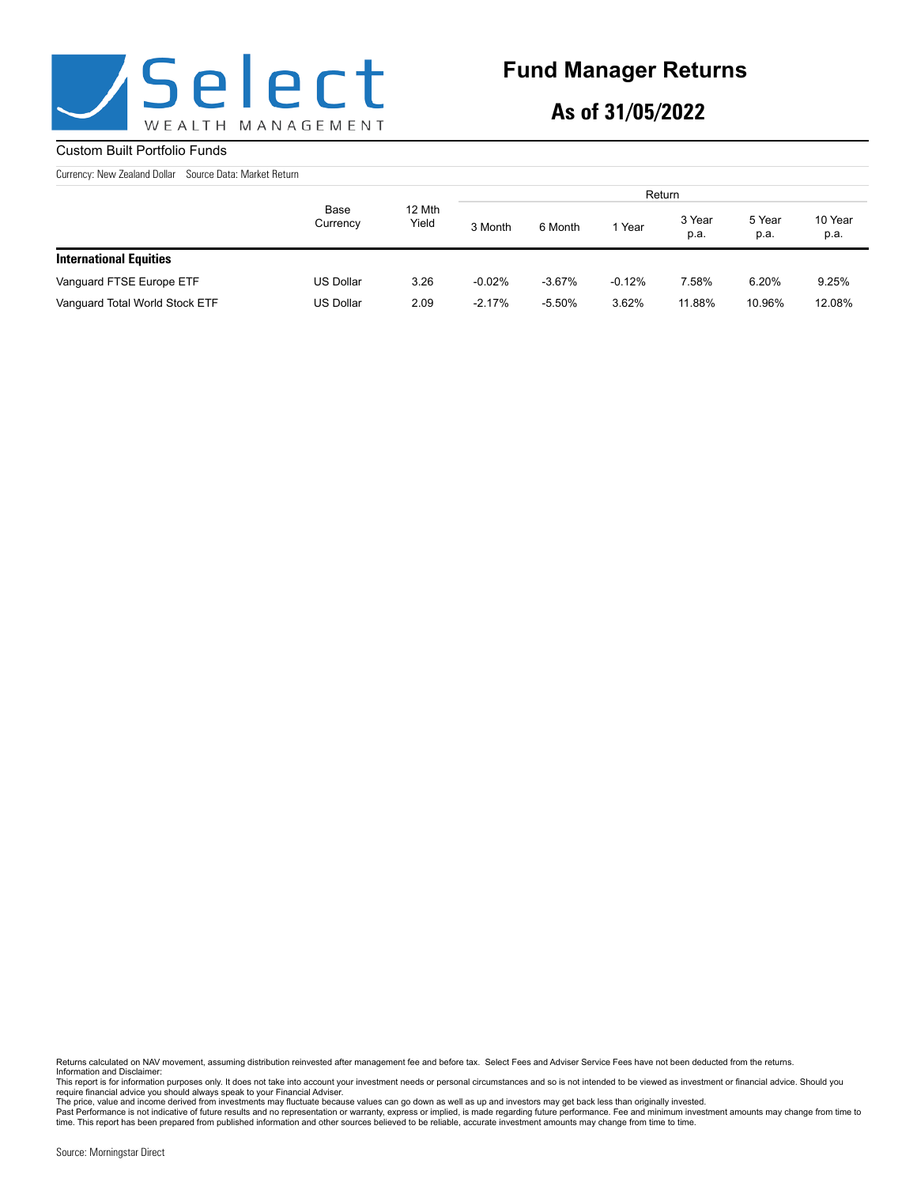# Fund Manager Returns

## As of 31/05/2022

Custom Built Portfolio Funds

Currency: New Zealand Dollar    Source Data: Market Return

| | Base Currency | 12 Mth Yield | Return | | | | | |
|---|---|---|---|---|---|---|---|---|
| | | | 3 Month | 6 Month | 1 Year | 3 Year p.a. | 5 Year p.a. | 10 Year p.a. |
| **International Equities** | | | | | | | | |
| Vanguard FTSE Europe ETF | US Dollar | 3.26 | -0.02% | -3.67% | -0.12% | 7.58% | 6.20% | 9.25% |
| Vanguard Total World Stock ETF | US Dollar | 2.09 | -2.17% | -5.50% | 3.62% | 11.88% | 10.96% | 12.08% |

Returns calculated on NAV movement, assuming distribution reinvested after management fee and before tax. Select Fees and Adviser Service Fees have not been deducted from the returns.
Information and Disclaimer:
This report is for information purposes only. It does not take into account your investment needs or personal circumstances and so is not intended to be viewed as investment or financial advice. Should you require financial advice you should always speak to your Financial Adviser.
The price, value and income derived from investments may fluctuate because values can go down as well as up and investors may get back less than originally invested.
Past Performance is not indicative of future results and no representation or warranty, express or implied, is made regarding future performance. Fee and minimum investment amounts may change from time to time. This report has been prepared from published information and other sources believed to be reliable, accurate investment amounts may change from time to time.

Source: Morningstar Direct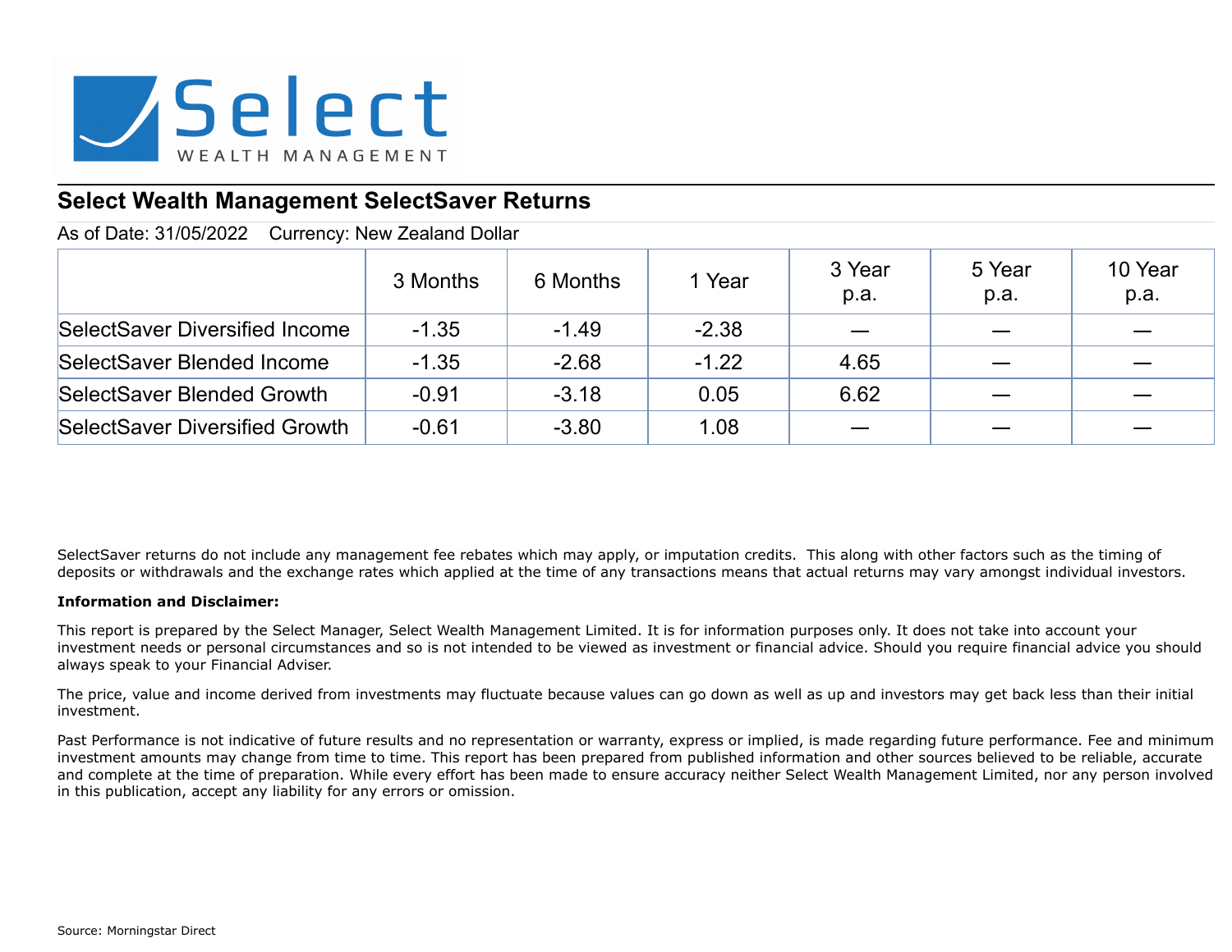Select
WEALTH MANAGEMENT

## Select Wealth Management SelectSaver Returns

As of Date: 31/05/2022 Currency: New Zealand Dollar

| | 3 Months | 6 Months | 1 Year | 3 Year p.a. | 5 Year p.a. | 10 Year p.a. |
|---|---|---|---|---|---|---|
| SelectSaver Diversified Income | -1.35 | -1.49 | -2.38 | — | — | — |
| SelectSaver Blended Income | -1.35 | -2.68 | -1.22 | 4.65 | — | — |
| SelectSaver Blended Growth | -0.91 | -3.18 | 0.05 | 6.62 | — | — |
| SelectSaver Diversified Growth | -0.61 | -3.80 | 1.08 | — | — | — |

SelectSaver returns do not include any management fee rebates which may apply, or imputation credits. This along with other factors such as the timing of deposits or withdrawals and the exchange rates which applied at the time of any transactions means that actual returns may vary amongst individual investors.

**Information and Disclaimer:**

This report is prepared by the Select Manager, Select Wealth Management Limited. It is for information purposes only. It does not take into account your investment needs or personal circumstances and so is not intended to be viewed as investment or financial advice. Should you require financial advice you should always speak to your Financial Adviser.

The price, value and income derived from investments may fluctuate because values can go down as well as up and investors may get back less than their initial investment.

Past Performance is not indicative of future results and no representation or warranty, express or implied, is made regarding future performance. Fee and minimum investment amounts may change from time to time. This report has been prepared from published information and other sources believed to be reliable, accurate and complete at the time of preparation. While every effort has been made to ensure accuracy neither Select Wealth Management Limited, nor any person involved in this publication, accept any liability for any errors or omission.

Source: Morningstar Direct